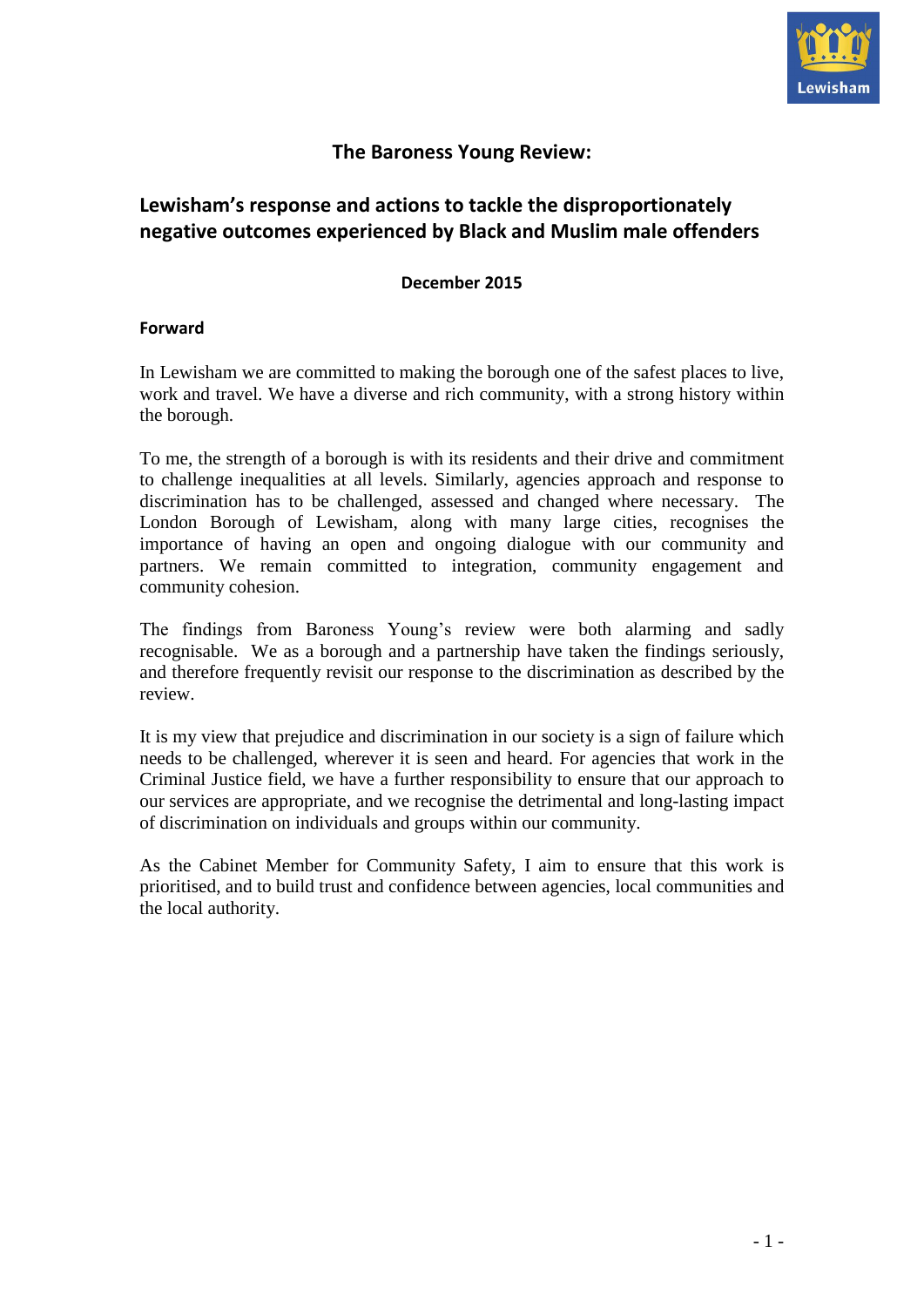# The Baroness Young Review:

## Lewisham's response and actions to tackle the disproportionately negative outcomes experienced by Black and Muslim male offenders

**December 2015**

### Forward

In Lewisham we are committed to making the borough one of the safest places to live, work and travel. We have a diverse and rich community, with a strong history within the borough.

To me, the strength of a borough is with its residents and their drive and commitment to challenge inequalities at all levels. Similarly, agencies approach and response to discrimination has to be challenged, assessed and changed where necessary. The London Borough of Lewisham, along with many large cities, recognises the importance of having an open and ongoing dialogue with our community and partners. We remain committed to integration, community engagement and community cohesion.

The findings from Baroness Young's review were both alarming and sadly recognisable. We as a borough and a partnership have taken the findings seriously, and therefore frequently revisit our response to the discrimination as described by the review.

It is my view that prejudice and discrimination in our society is a sign of failure which needs to be challenged, wherever it is seen and heard. For agencies that work in the Criminal Justice field, we have a further responsibility to ensure that our approach to our services are appropriate, and we recognise the detrimental and long-lasting impact of discrimination on individuals and groups within our community.

As the Cabinet Member for Community Safety, I aim to ensure that this work is prioritised, and to build trust and confidence between agencies, local communities and the local authority.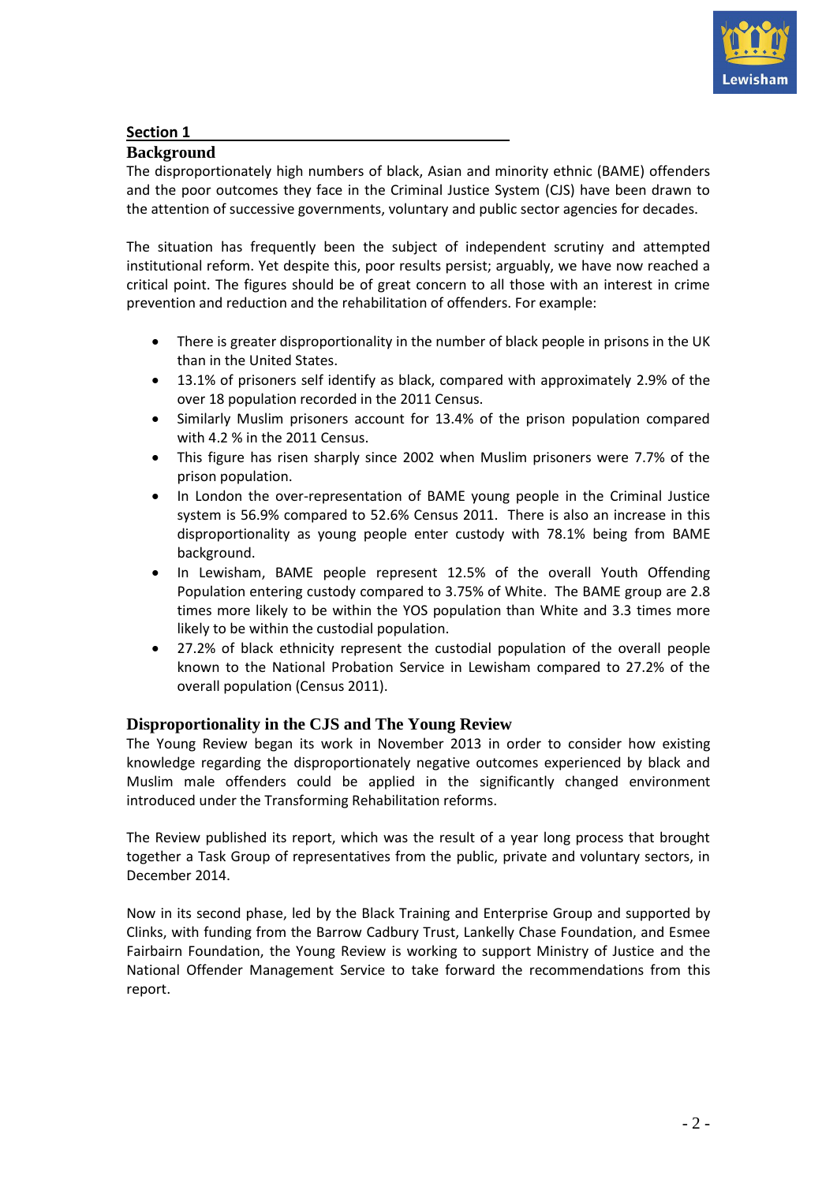## Section 1

### Background

The disproportionately high numbers of black, Asian and minority ethnic (BAME) offenders and the poor outcomes they face in the Criminal Justice System (CJS) have been drawn to the attention of successive governments, voluntary and public sector agencies for decades.

The situation has frequently been the subject of independent scrutiny and attempted institutional reform. Yet despite this, poor results persist; arguably, we have now reached a critical point. The figures should be of great concern to all those with an interest in crime prevention and reduction and the rehabilitation of offenders. For example:

- There is greater disproportionality in the number of black people in prisons in the UK than in the United States.
- 13.1% of prisoners self identify as black, compared with approximately 2.9% of the over 18 population recorded in the 2011 Census.
- Similarly Muslim prisoners account for 13.4% of the prison population compared with 4.2 % in the 2011 Census.
- This figure has risen sharply since 2002 when Muslim prisoners were 7.7% of the prison population.
- In London the over-representation of BAME young people in the Criminal Justice system is 56.9% compared to 52.6% Census 2011. There is also an increase in this disproportionality as young people enter custody with 78.1% being from BAME background.
- In Lewisham, BAME people represent 12.5% of the overall Youth Offending Population entering custody compared to 3.75% of White. The BAME group are 2.8 times more likely to be within the YOS population than White and 3.3 times more likely to be within the custodial population.
- 27.2% of black ethnicity represent the custodial population of the overall people known to the National Probation Service in Lewisham compared to 27.2% of the overall population (Census 2011).

### Disproportionality in the CJS and The Young Review

The Young Review began its work in November 2013 in order to consider how existing knowledge regarding the disproportionately negative outcomes experienced by black and Muslim male offenders could be applied in the significantly changed environment introduced under the Transforming Rehabilitation reforms.

The Review published its report, which was the result of a year long process that brought together a Task Group of representatives from the public, private and voluntary sectors, in December 2014.

Now in its second phase, led by the Black Training and Enterprise Group and supported by Clinks, with funding from the Barrow Cadbury Trust, Lankelly Chase Foundation, and Esmee Fairbairn Foundation, the Young Review is working to support Ministry of Justice and the National Offender Management Service to take forward the recommendations from this report.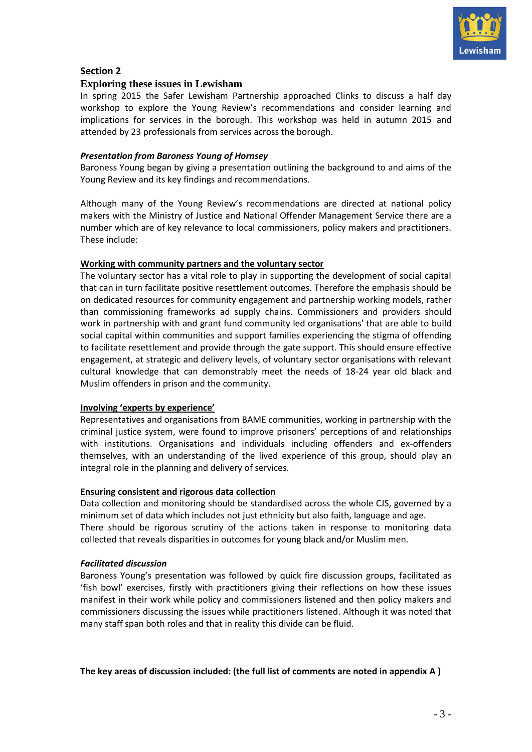**Section 2**

## Exploring these issues in Lewisham

In spring 2015 the Safer Lewisham Partnership approached Clinks to discuss a half day workshop to explore the Young Review's recommendations and consider learning and implications for services in the borough. This workshop was held in autumn 2015 and attended by 23 professionals from services across the borough.

***Presentation from Baroness Young of Hornsey***

Baroness Young began by giving a presentation outlining the background to and aims of the Young Review and its key findings and recommendations.

Although many of the Young Review's recommendations are directed at national policy makers with the Ministry of Justice and National Offender Management Service there are a number which are of key relevance to local commissioners, policy makers and practitioners. These include:

**Working with community partners and the voluntary sector**

The voluntary sector has a vital role to play in supporting the development of social capital that can in turn facilitate positive resettlement outcomes. Therefore the emphasis should be on dedicated resources for community engagement and partnership working models, rather than commissioning frameworks ad supply chains. Commissioners and providers should work in partnership with and grant fund community led organisations' that are able to build social capital within communities and support families experiencing the stigma of offending to facilitate resettlement and provide through the gate support. This should ensure effective engagement, at strategic and delivery levels, of voluntary sector organisations with relevant cultural knowledge that can demonstrably meet the needs of 18-24 year old black and Muslim offenders in prison and the community.

**Involving 'experts by experience'**

Representatives and organisations from BAME communities, working in partnership with the criminal justice system, were found to improve prisoners' perceptions of and relationships with institutions. Organisations and individuals including offenders and ex-offenders themselves, with an understanding of the lived experience of this group, should play an integral role in the planning and delivery of services.

**Ensuring consistent and rigorous data collection**

Data collection and monitoring should be standardised across the whole CJS, governed by a minimum set of data which includes not just ethnicity but also faith, language and age.
There should be rigorous scrutiny of the actions taken in response to monitoring data collected that reveals disparities in outcomes for young black and/or Muslim men.

***Facilitated discussion***

Baroness Young's presentation was followed by quick fire discussion groups, facilitated as 'fish bowl' exercises, firstly with practitioners giving their reflections on how these issues manifest in their work while policy and commissioners listened and then policy makers and commissioners discussing the issues while practitioners listened. Although it was noted that many staff span both roles and that in reality this divide can be fluid.

**The key areas of discussion included: (the full list of comments are noted in appendix A )**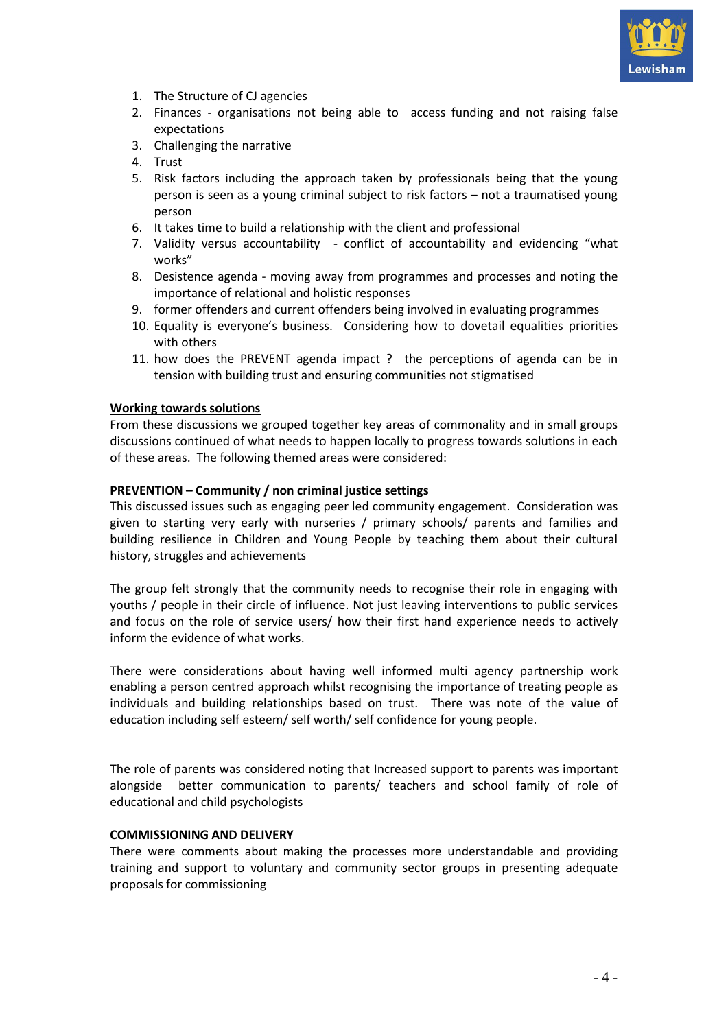1. The Structure of CJ agencies
2. Finances - organisations not being able to access funding and not raising false expectations
3. Challenging the narrative
4. Trust
5. Risk factors including the approach taken by professionals being that the young person is seen as a young criminal subject to risk factors – not a traumatised young person
6. It takes time to build a relationship with the client and professional
7. Validity versus accountability - conflict of accountability and evidencing "what works"
8. Desistence agenda - moving away from programmes and processes and noting the importance of relational and holistic responses
9. former offenders and current offenders being involved in evaluating programmes
10. Equality is everyone's business. Considering how to dovetail equalities priorities with others
11. how does the PREVENT agenda impact ? the perceptions of agenda can be in tension with building trust and ensuring communities not stigmatised

**Working towards solutions**

From these discussions we grouped together key areas of commonality and in small groups discussions continued of what needs to happen locally to progress towards solutions in each of these areas. The following themed areas were considered:

**PREVENTION – Community / non criminal justice settings**

This discussed issues such as engaging peer led community engagement. Consideration was given to starting very early with nurseries / primary schools/ parents and families and building resilience in Children and Young People by teaching them about their cultural history, struggles and achievements

The group felt strongly that the community needs to recognise their role in engaging with youths / people in their circle of influence. Not just leaving interventions to public services and focus on the role of service users/ how their first hand experience needs to actively inform the evidence of what works.

There were considerations about having well informed multi agency partnership work enabling a person centred approach whilst recognising the importance of treating people as individuals and building relationships based on trust. There was note of the value of education including self esteem/ self worth/ self confidence for young people.

The role of parents was considered noting that Increased support to parents was important alongside better communication to parents/ teachers and school family of role of educational and child psychologists

**COMMISSIONING AND DELIVERY**

There were comments about making the processes more understandable and providing training and support to voluntary and community sector groups in presenting adequate proposals for commissioning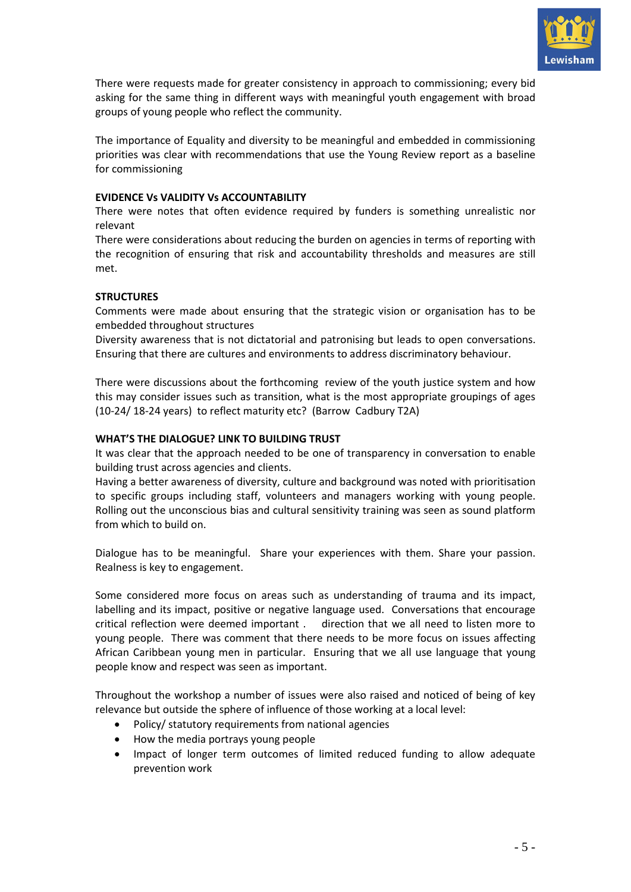There were requests made for greater consistency in approach to commissioning; every bid asking for the same thing in different ways with meaningful youth engagement with broad groups of young people who reflect the community.

The importance of Equality and diversity to be meaningful and embedded in commissioning priorities was clear with recommendations that use the Young Review report as a baseline for commissioning

**EVIDENCE Vs VALIDITY Vs ACCOUNTABILITY**

There were notes that often evidence required by funders is something unrealistic nor relevant

There were considerations about reducing the burden on agencies in terms of reporting with the recognition of ensuring that risk and accountability thresholds and measures are still met.

**STRUCTURES**

Comments were made about ensuring that the strategic vision or organisation has to be embedded throughout structures

Diversity awareness that is not dictatorial and patronising but leads to open conversations. Ensuring that there are cultures and environments to address discriminatory behaviour.

There were discussions about the forthcoming review of the youth justice system and how this may consider issues such as transition, what is the most appropriate groupings of ages (10-24/ 18-24 years) to reflect maturity etc? (Barrow Cadbury T2A)

**WHAT'S THE DIALOGUE? LINK TO BUILDING TRUST**

It was clear that the approach needed to be one of transparency in conversation to enable building trust across agencies and clients.

Having a better awareness of diversity, culture and background was noted with prioritisation to specific groups including staff, volunteers and managers working with young people. Rolling out the unconscious bias and cultural sensitivity training was seen as sound platform from which to build on.

Dialogue has to be meaningful. Share your experiences with them. Share your passion. Realness is key to engagement.

Some considered more focus on areas such as understanding of trauma and its impact, labelling and its impact, positive or negative language used. Conversations that encourage critical reflection were deemed important . direction that we all need to listen more to young people. There was comment that there needs to be more focus on issues affecting African Caribbean young men in particular. Ensuring that we all use language that young people know and respect was seen as important.

Throughout the workshop a number of issues were also raised and noticed of being of key relevance but outside the sphere of influence of those working at a local level:

- Policy/ statutory requirements from national agencies
- How the media portrays young people
- Impact of longer term outcomes of limited reduced funding to allow adequate prevention work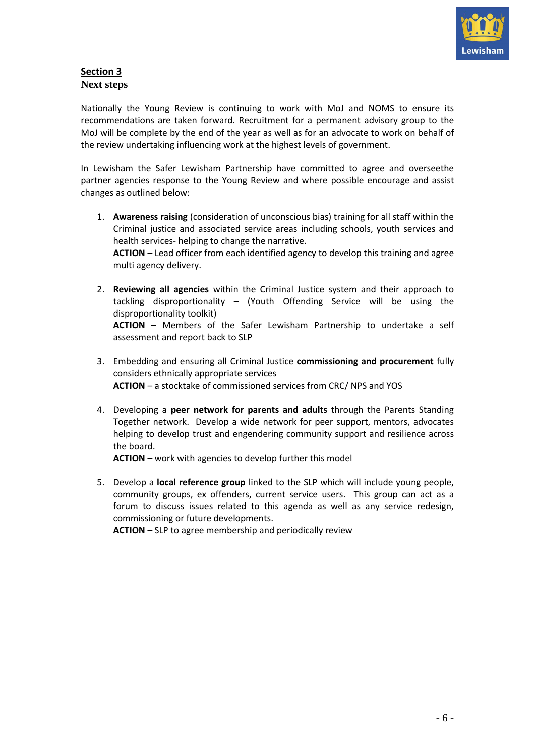## Section 3

### Next steps

Nationally the Young Review is continuing to work with MoJ and NOMS to ensure its recommendations are taken forward. Recruitment for a permanent advisory group to the MoJ will be complete by the end of the year as well as for an advocate to work on behalf of the review undertaking influencing work at the highest levels of government.

In Lewisham the Safer Lewisham Partnership have committed to agree and overseethe partner agencies response to the Young Review and where possible encourage and assist changes as outlined below:

1. **Awareness raising** (consideration of unconscious bias) training for all staff within the Criminal justice and associated service areas including schools, youth services and health services- helping to change the narrative.
   **ACTION** – Lead officer from each identified agency to develop this training and agree multi agency delivery.

2. **Reviewing all agencies** within the Criminal Justice system and their approach to tackling disproportionality – (Youth Offending Service will be using the disproportionality toolkit)
   **ACTION** – Members of the Safer Lewisham Partnership to undertake a self assessment and report back to SLP

3. Embedding and ensuring all Criminal Justice **commissioning and procurement** fully considers ethnically appropriate services
   **ACTION** – a stocktake of commissioned services from CRC/ NPS and YOS

4. Developing a **peer network for parents and adults** through the Parents Standing Together network. Develop a wide network for peer support, mentors, advocates helping to develop trust and engendering community support and resilience across the board.
   **ACTION** – work with agencies to develop further this model

5. Develop a **local reference group** linked to the SLP which will include young people, community groups, ex offenders, current service users. This group can act as a forum to discuss issues related to this agenda as well as any service redesign, commissioning or future developments.
   **ACTION** – SLP to agree membership and periodically review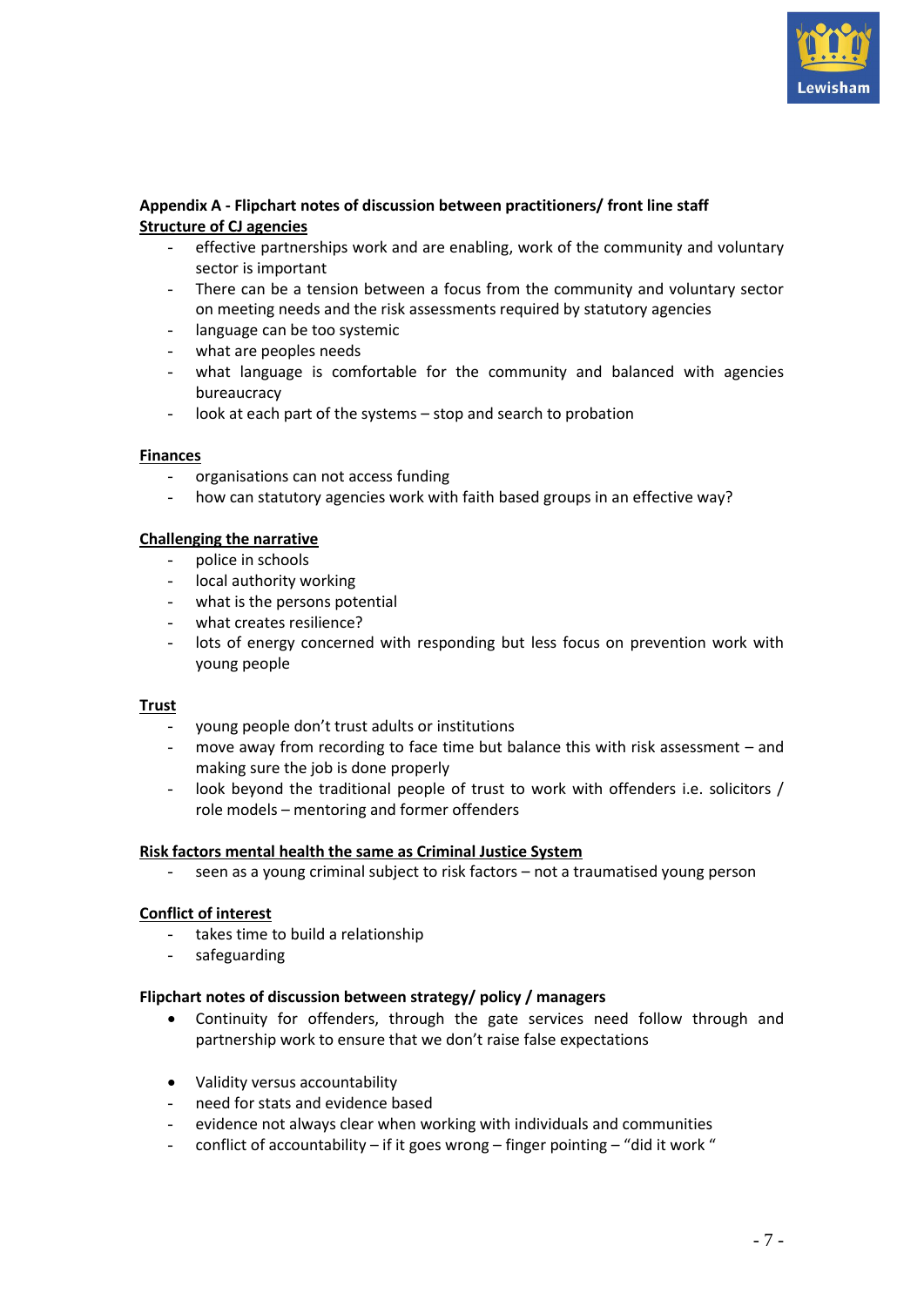**Appendix A - Flipchart notes of discussion between practitioners/ front line staff**

**Structure of CJ agencies**

- effective partnerships work and are enabling, work of the community and voluntary sector is important
- There can be a tension between a focus from the community and voluntary sector on meeting needs and the risk assessments required by statutory agencies
- language can be too systemic
- what are peoples needs
- what language is comfortable for the community and balanced with agencies bureaucracy
- look at each part of the systems – stop and search to probation

**Finances**

- organisations can not access funding
- how can statutory agencies work with faith based groups in an effective way?

**Challenging the narrative**

- police in schools
- local authority working
- what is the persons potential
- what creates resilience?
- lots of energy concerned with responding but less focus on prevention work with young people

**Trust**

- young people don't trust adults or institutions
- move away from recording to face time but balance this with risk assessment – and making sure the job is done properly
- look beyond the traditional people of trust to work with offenders i.e. solicitors / role models – mentoring and former offenders

**Risk factors mental health the same as Criminal Justice System**

- seen as a young criminal subject to risk factors – not a traumatised young person

**Conflict of interest**

- takes time to build a relationship
- safeguarding

**Flipchart notes of discussion between strategy/ policy / managers**

- Continuity for offenders, through the gate services need follow through and partnership work to ensure that we don't raise false expectations

- Validity versus accountability
- need for stats and evidence based
- evidence not always clear when working with individuals and communities
- conflict of accountability – if it goes wrong – finger pointing – "did it work "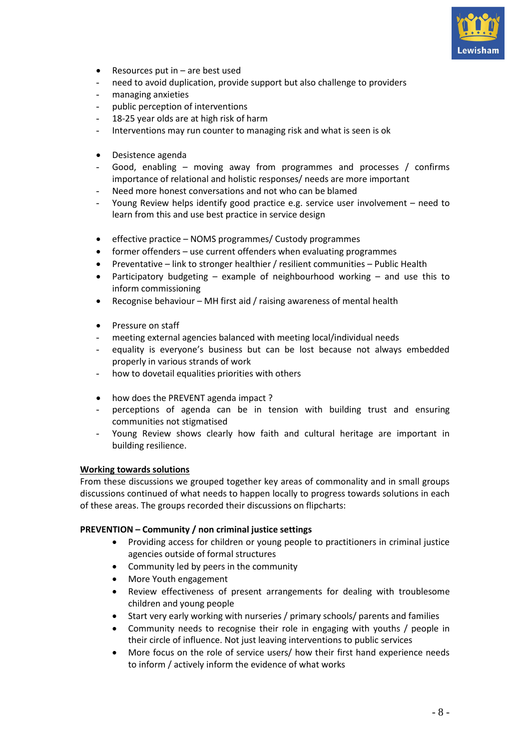- Resources put in – are best used
  - need to avoid duplication, provide support but also challenge to providers
  - managing anxieties
  - public perception of interventions
  - 18-25 year olds are at high risk of harm
  - Interventions may run counter to managing risk and what is seen is ok

- Desistence agenda
  - Good, enabling – moving away from programmes and processes / confirms importance of relational and holistic responses/ needs are more important
  - Need more honest conversations and not who can be blamed
  - Young Review helps identify good practice e.g. service user involvement – need to learn from this and use best practice in service design

- effective practice – NOMS programmes/ Custody programmes
- former offenders – use current offenders when evaluating programmes
- Preventative – link to stronger healthier / resilient communities – Public Health
- Participatory budgeting – example of neighbourhood working – and use this to inform commissioning
- Recognise behaviour – MH first aid / raising awareness of mental health

- Pressure on staff
  - meeting external agencies balanced with meeting local/individual needs
  - equality is everyone's business but can be lost because not always embedded properly in various strands of work
  - how to dovetail equalities priorities with others

- how does the PREVENT agenda impact ?
  - perceptions of agenda can be in tension with building trust and ensuring communities not stigmatised
  - Young Review shows clearly how faith and cultural heritage are important in building resilience.

## Working towards solutions

From these discussions we grouped together key areas of commonality and in small groups discussions continued of what needs to happen locally to progress towards solutions in each of these areas. The groups recorded their discussions on flipcharts:

**PREVENTION – Community / non criminal justice settings**

- Providing access for children or young people to practitioners in criminal justice agencies outside of formal structures
- Community led by peers in the community
- More Youth engagement
- Review effectiveness of present arrangements for dealing with troublesome children and young people
- Start very early working with nurseries / primary schools/ parents and families
- Community needs to recognise their role in engaging with youths / people in their circle of influence. Not just leaving interventions to public services
- More focus on the role of service users/ how their first hand experience needs to inform / actively inform the evidence of what works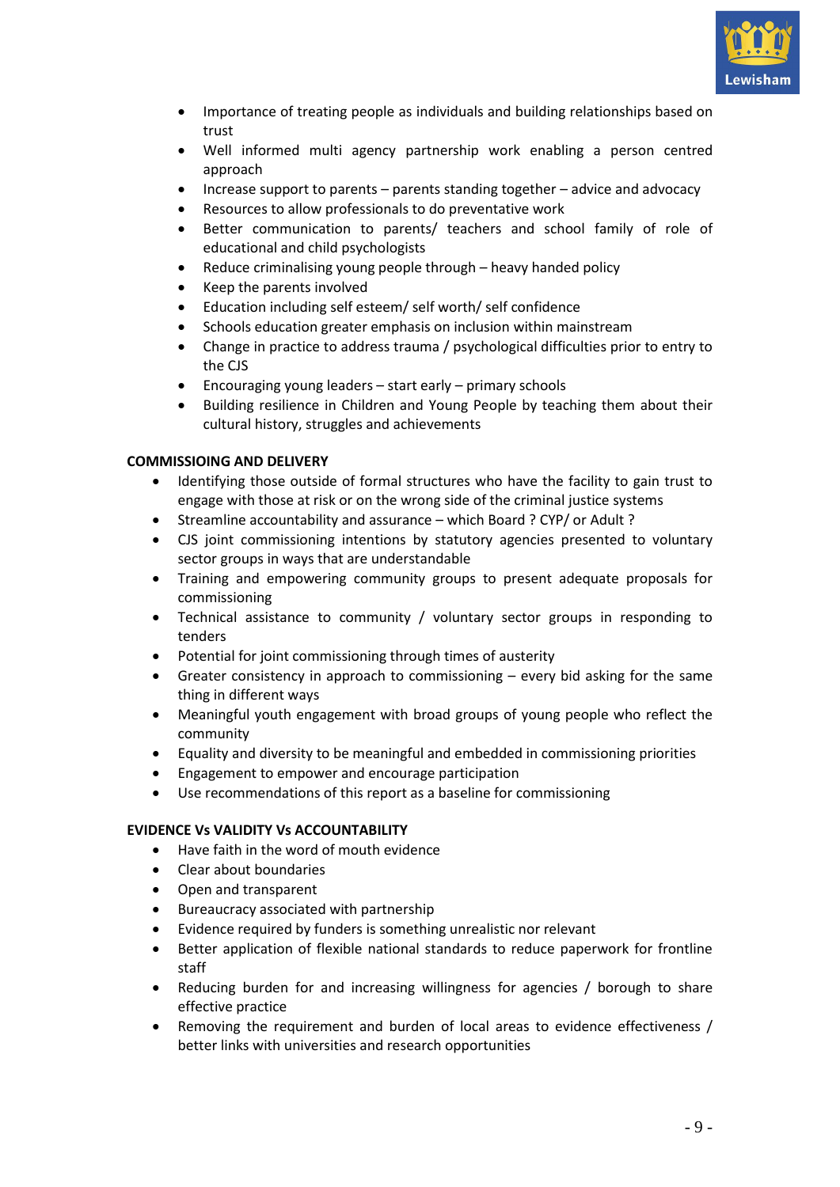- Importance of treating people as individuals and building relationships based on trust
- Well informed multi agency partnership work enabling a person centred approach
- Increase support to parents – parents standing together – advice and advocacy
- Resources to allow professionals to do preventative work
- Better communication to parents/ teachers and school family of role of educational and child psychologists
- Reduce criminalising young people through – heavy handed policy
- Keep the parents involved
- Education including self esteem/ self worth/ self confidence
- Schools education greater emphasis on inclusion within mainstream
- Change in practice to address trauma / psychological difficulties prior to entry to the CJS
- Encouraging young leaders – start early – primary schools
- Building resilience in Children and Young People by teaching them about their cultural history, struggles and achievements

**COMMISSIOING AND DELIVERY**

- Identifying those outside of formal structures who have the facility to gain trust to engage with those at risk or on the wrong side of the criminal justice systems
- Streamline accountability and assurance – which Board ? CYP/ or Adult ?
- CJS joint commissioning intentions by statutory agencies presented to voluntary sector groups in ways that are understandable
- Training and empowering community groups to present adequate proposals for commissioning
- Technical assistance to community / voluntary sector groups in responding to tenders
- Potential for joint commissioning through times of austerity
- Greater consistency in approach to commissioning – every bid asking for the same thing in different ways
- Meaningful youth engagement with broad groups of young people who reflect the community
- Equality and diversity to be meaningful and embedded in commissioning priorities
- Engagement to empower and encourage participation
- Use recommendations of this report as a baseline for commissioning

**EVIDENCE Vs VALIDITY Vs ACCOUNTABILITY**

- Have faith in the word of mouth evidence
- Clear about boundaries
- Open and transparent
- Bureaucracy associated with partnership
- Evidence required by funders is something unrealistic nor relevant
- Better application of flexible national standards to reduce paperwork for frontline staff
- Reducing burden for and increasing willingness for agencies / borough to share effective practice
- Removing the requirement and burden of local areas to evidence effectiveness / better links with universities and research opportunities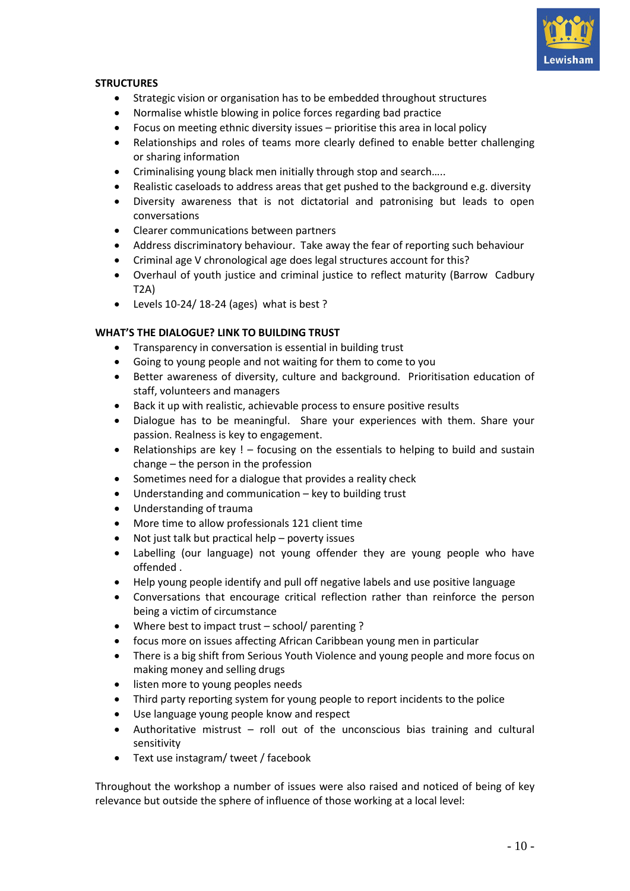**STRUCTURES**

- Strategic vision or organisation has to be embedded throughout structures
- Normalise whistle blowing in police forces regarding bad practice
- Focus on meeting ethnic diversity issues – prioritise this area in local policy
- Relationships and roles of teams more clearly defined to enable better challenging or sharing information
- Criminalising young black men initially through stop and search…..
- Realistic caseloads to address areas that get pushed to the background e.g. diversity
- Diversity awareness that is not dictatorial and patronising but leads to open conversations
- Clearer communications between partners
- Address discriminatory behaviour. Take away the fear of reporting such behaviour
- Criminal age V chronological age does legal structures account for this?
- Overhaul of youth justice and criminal justice to reflect maturity (Barrow Cadbury T2A)
- Levels 10-24/ 18-24 (ages) what is best ?

**WHAT'S THE DIALOGUE? LINK TO BUILDING TRUST**

- Transparency in conversation is essential in building trust
- Going to young people and not waiting for them to come to you
- Better awareness of diversity, culture and background. Prioritisation education of staff, volunteers and managers
- Back it up with realistic, achievable process to ensure positive results
- Dialogue has to be meaningful. Share your experiences with them. Share your passion. Realness is key to engagement.
- Relationships are key ! – focusing on the essentials to helping to build and sustain change – the person in the profession
- Sometimes need for a dialogue that provides a reality check
- Understanding and communication – key to building trust
- Understanding of trauma
- More time to allow professionals 121 client time
- Not just talk but practical help – poverty issues
- Labelling (our language) not young offender they are young people who have offended .
- Help young people identify and pull off negative labels and use positive language
- Conversations that encourage critical reflection rather than reinforce the person being a victim of circumstance
- Where best to impact trust – school/ parenting ?
- focus more on issues affecting African Caribbean young men in particular
- There is a big shift from Serious Youth Violence and young people and more focus on making money and selling drugs
- listen more to young peoples needs
- Third party reporting system for young people to report incidents to the police
- Use language young people know and respect
- Authoritative mistrust – roll out of the unconscious bias training and cultural sensitivity
- Text use instagram/ tweet / facebook

Throughout the workshop a number of issues were also raised and noticed of being of key relevance but outside the sphere of influence of those working at a local level: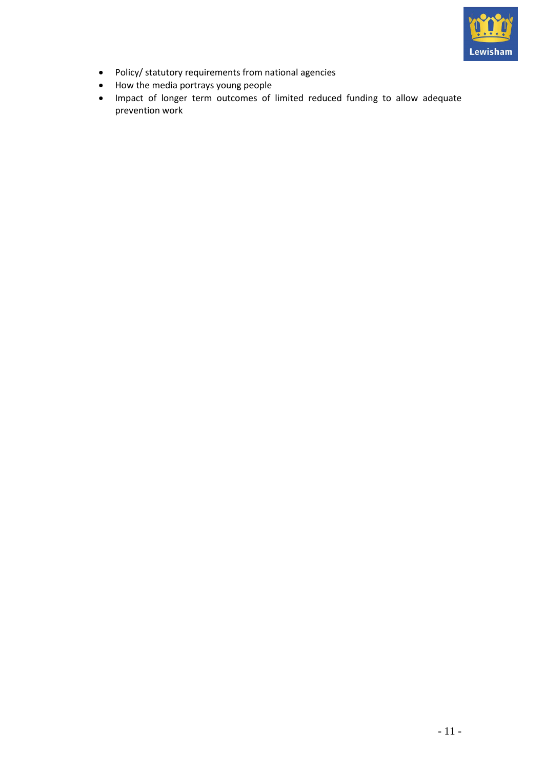- Policy/ statutory requirements from national agencies
- How the media portrays young people
- Impact of longer term outcomes of limited reduced funding to allow adequate prevention work